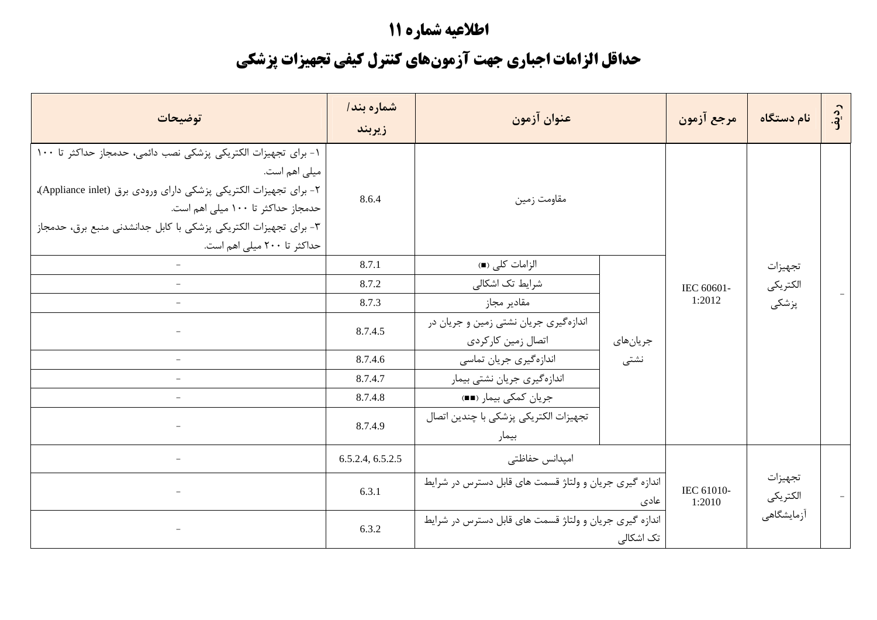# اطلاعیه شماره ۱۱

## حداقل الزامات اجباری جهت آزمون‌های کنترل کیفی تجهیزات پزشکی

| ردیف | نام دستگاه | مرجع آزمون | عنوان آزمون | | شماره بند/ زیربند | توضیحات |
|---|---|---|---|---|---|---|
| - | تجهیزات الکتریکی پزشکی | IEC 60601-1:2012 | مقاومت زمین | | 8.6.4 | ۱- برای تجهیزات الکتریکی پزشکی نصب دائمی، حدمجاز حداکثر تا ۱۰۰ میلی اهم است. ۲- برای تجهیزات الکتریکی پزشکی دارای ورودی برق (Appliance inlet)، حدمجاز حداکثر تا ۱۰۰ میلی اهم است. ۳- برای تجهیزات الکتریکی پزشکی با کابل جدانشدنی منبع برق، حدمجاز حداکثر تا ۲۰۰ میلی اهم است. |
| | | | جریان‌های نشتی | الزامات کلی (■) | 8.7.1 | - |
| | | | | شرایط تک اشکالی | 8.7.2 | - |
| | | | | مقادیر مجاز | 8.7.3 | - |
| | | | | اندازه‌گیری جریان نشتی زمین و جریان در اتصال زمین کارکردی | 8.7.4.5 | - |
| | | | | اندازه‌گیری جریان تماسی | 8.7.4.6 | - |
| | | | | اندازه‌گیری جریان نشتی بیمار | 8.7.4.7 | - |
| | | | | جریان کمکی بیمار (■■) | 8.7.4.8 | - |
| | | | | تجهیزات الکتریکی پزشکی با چندین اتصال بیمار | 8.7.4.9 | - |
| - | تجهیزات الکتریکی آزمایشگاهی | IEC 61010-1:2010 | امپدانس حفاظتی | | 6.5.2.4, 6.5.2.5 | - |
| | | | اندازه گیری جریان و ولتاژ قسمت های قابل دسترس در شرایط عادی | | 6.3.1 | - |
| | | | اندازه گیری جریان و ولتاژ قسمت های قابل دسترس در شرایط تک اشکالی | | 6.3.2 | - |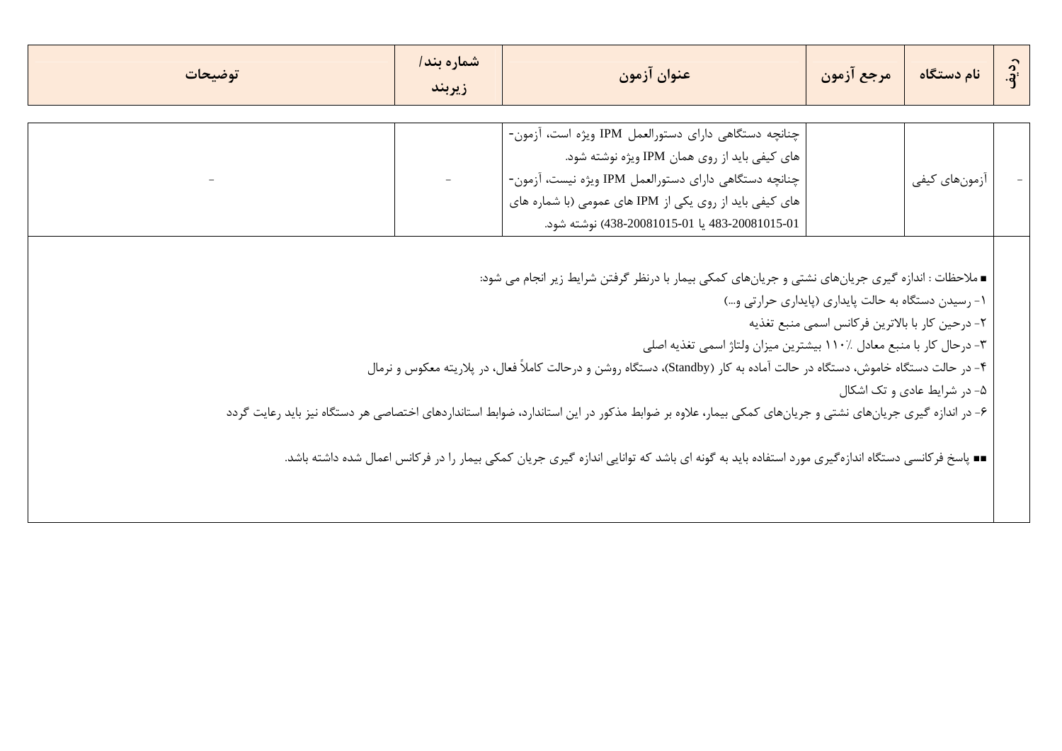| ردیف | نام دستگاه | مرجع آزمون | عنوان آزمون | شماره بند/ زیربند | توضیحات |
|---|---|---|---|---|---|
| - | آزمون‌های کیفی | | چنانچه دستگاهی دارای دستورالعمل IPM ویژه است، آزمون‌های کیفی باید از روی همان IPM ویژه نوشته شود. چنانچه دستگاهی دارای دستورالعمل IPM ویژه نیست، آزمون‌های کیفی باید از روی یکی از IPM های عمومی (با شماره های 01-20081015-483 یا 01-20081015-438) نوشته شود. | - | - |

■ ملاحظات : اندازه گیری جریان‌های نشتی و جریان‌های کمکی بیمار با درنظر گرفتن شرایط زیر انجام می شود:

۱- رسیدن دستگاه به حالت پایداری (پایداری حرارتی و...)

۲- درحین کار با بالاترین فرکانس اسمی منبع تغذیه

۳- درحال کار با منبع معادل ٪۱۱۰ بیشترین میزان ولتاژ اسمی تغذیه اصلی

۴- در حالت دستگاه خاموش، دستگاه در حالت آماده به کار (Standby)، دستگاه روشن و درحالت کاملاً فعال، در پلاریته معکوس و نرمال

۵- در شرایط عادی و تک اشکال

۶- در اندازه گیری جریان‌های نشتی و جریان‌های کمکی بیمار، علاوه بر ضوابط مذکور در این استاندارد، ضوابط استانداردهای اختصاصی هر دستگاه نیز باید رعایت گردد

■■ پاسخ فرکانسی دستگاه اندازه‌گیری مورد استفاده باید به گونه ای باشد که توانایی اندازه گیری جریان کمکی بیمار را در فرکانس اعمال شده داشته باشد.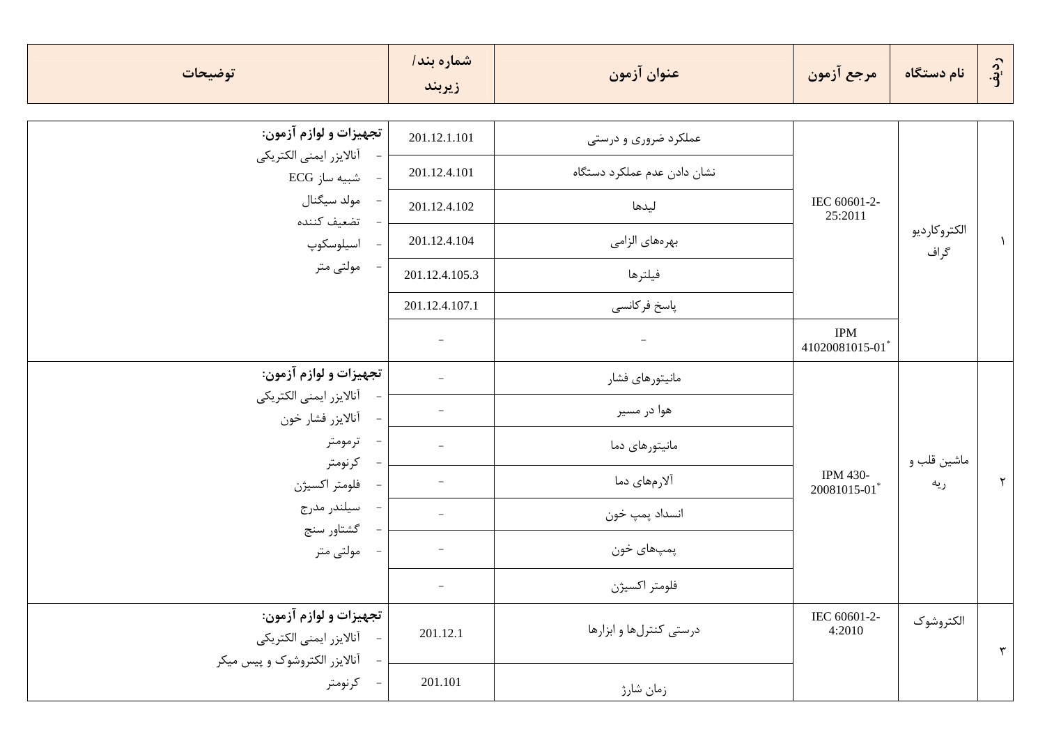| ردیف | نام دستگاه | مرجع آزمون | عنوان آزمون | شماره بند/ زیربند | توضیحات |
|---|---|---|---|---|---|
| ۱ | الکتروکاردیو گراف | IEC 60601-2-25:2011 | عملکرد ضروری و درستی | 201.12.1.101 | **تجهیزات و لوازم آزمون:**<br>- آنالایزر ایمنی الکتریکی<br>- شبیه ساز ECG<br>- مولد سیگنال<br>- تضعیف کننده<br>- اسیلوسکوپ<br>- مولتی متر |
| | | | نشان دادن عدم عملکرد دستگاه | 201.12.4.101 | |
| | | | لیدها | 201.12.4.102 | |
| | | | بهره‌های الزامی | 201.12.4.104 | |
| | | | فیلترها | 201.12.4.105.3 | |
| | | | پاسخ فرکانسی | 201.12.4.107.1 | |
| | | IPM 41020081015-01* | - | - | |
| ۲ | ماشین قلب و ریه | IPM 430-20081015-01* | مانیتورهای فشار | - | **تجهیزات و لوازم آزمون:**<br>- آنالایزر ایمنی الکتریکی<br>- آنالایزر فشار خون<br>- ترمومتر<br>- کرنومتر<br>- فلومتر اکسیژن<br>- سیلندر مدرج<br>- گشتاور سنج<br>- مولتی متر |
| | | | هوا در مسیر | - | |
| | | | مانیتورهای دما | - | |
| | | | آلارم‌های دما | - | |
| | | | انسداد پمپ خون | - | |
| | | | پمپ‌های خون | - | |
| | | | فلومتر اکسیژن | - | |
| ۳ | الکتروشوک | IEC 60601-2-4:2010 | درستی کنترل‌ها و ابزارها | 201.12.1 | **تجهیزات و لوازم آزمون:**<br>- آنالایزر ایمنی الکتریکی<br>- آنالایزر الکتروشوک و پیس میکر<br>- کرنومتر |
| | | | زمان شارژ | 201.101 | |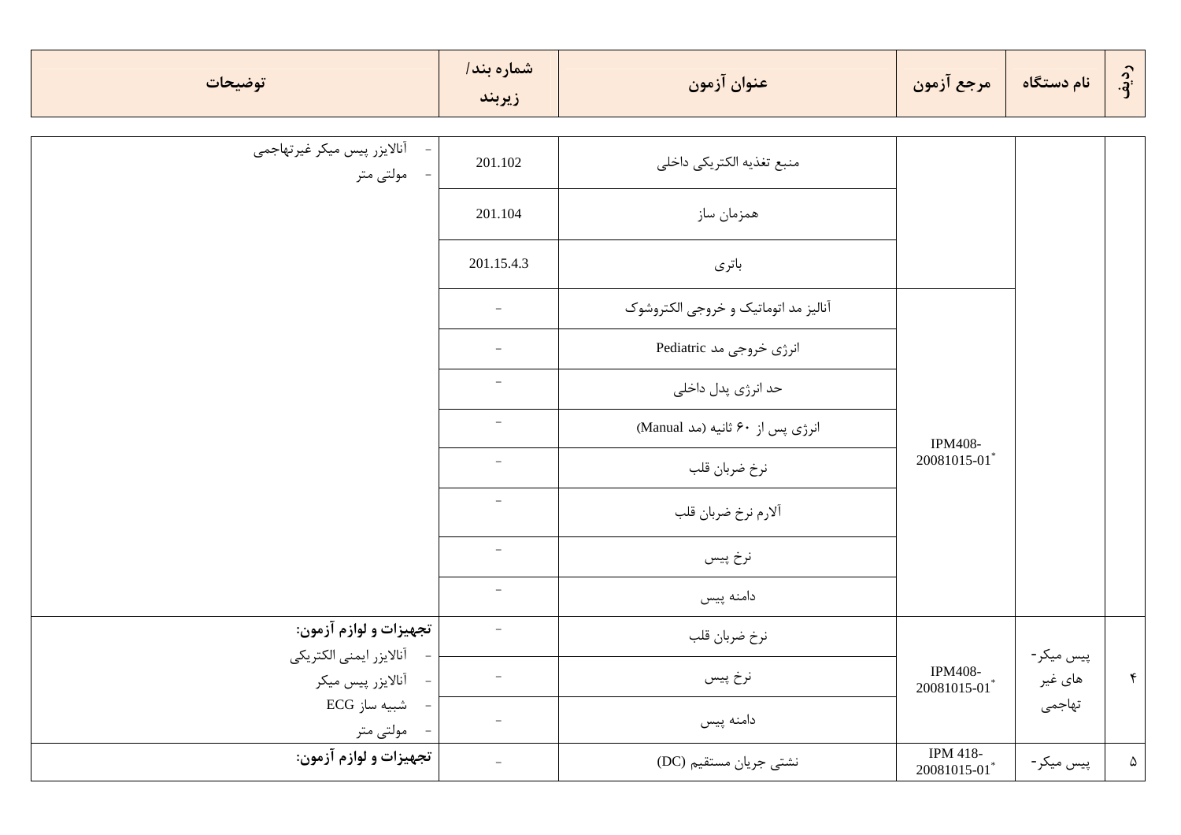| ردیف | نام دستگاه | مرجع آزمون | عنوان آزمون | شماره بند/ زیربند | توضیحات |
|---|---|---|---|---|---|
| | | | منبع تغذیه الکتریکی داخلی | 201.102 | - آنالایزر پیس میکر غیرتهاجمی<br>- مولتی متر |
| | | | همزمان ساز | 201.104 | |
| | | | باتری | 201.15.4.3 | |
| | | IPM408-20081015-01* | آنالیز مد اتوماتیک و خروجی الکتروشوک | - | |
| | | | انرژی خروجی مد Pediatric | - | |
| | | | حد انرژی پدل داخلی | - | |
| | | | انرژی پس از ۶۰ ثانیه (مد Manual) | - | |
| | | | نرخ ضربان قلب | - | |
| | | | آلارم نرخ ضربان قلب | - | |
| | | | نرخ پیس | - | |
| | | | دامنه پیس | - | |
| ۴ | پیس میکر-های غیر تهاجمی | IPM408-20081015-01* | نرخ ضربان قلب | - | **تجهیزات و لوازم آزمون:**<br>- آنالایزر ایمنی الکتریکی<br>- آنالایزر پیس میکر<br>- شبیه ساز ECG<br>- مولتی متر |
| | | | نرخ پیس | - | |
| | | | دامنه پیس | - | |
| ۵ | پیس میکر- | IPM 418-20081015-01* | نشتی جریان مستقیم (DC) | - | **تجهیزات و لوازم آزمون:** |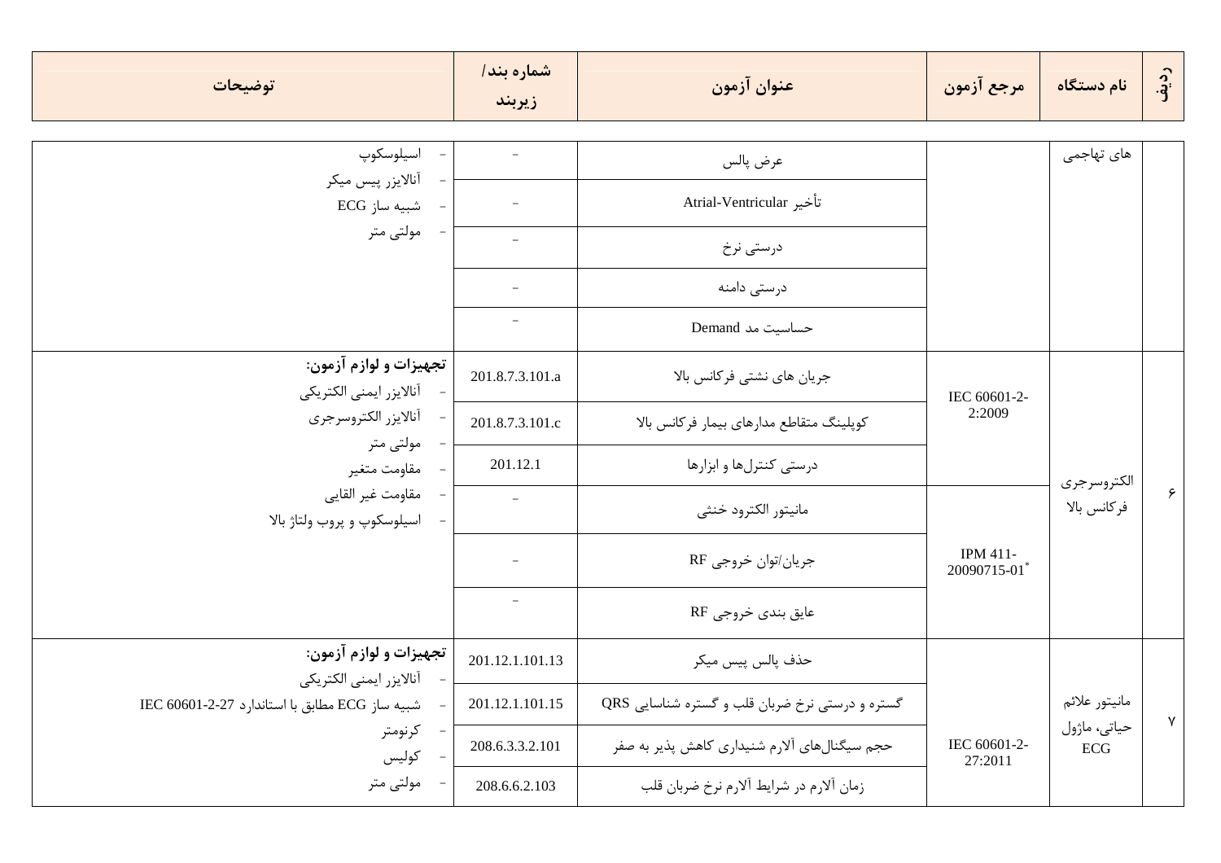| ردیف | نام دستگاه | مرجع آزمون | عنوان آزمون | شماره بند/ زیربند | توضیحات |
|---|---|---|---|---|---|
| | های تهاجمی | | عرض پالس | - | - اسیلوسکوپ<br>- آنالایزر پیس میکر<br>- شبیه ساز ECG<br>- مولتی متر |
| | | | تأخیر Atrial-Ventricular | - | |
| | | | درستی نرخ | - | |
| | | | درستی دامنه | - | |
| | | | حساسیت مد Demand | - | |
| ۶ | الکتروسرجری فرکانس بالا | IEC 60601-2-2:2009 | جریان های نشتی فرکانس بالا | 201.8.7.3.101.a | **تجهیزات و لوازم آزمون:**<br>- آنالایزر ایمنی الکتریکی<br>- آنالایزر الکتروسرجری<br>- مولتی متر<br>- مقاومت متغیر<br>- مقاومت غیر القایی<br>- اسیلوسکوپ و پروب ولتاژ بالا |
| | | | کوپلینگ متقاطع مدارهای بیمار فرکانس بالا | 201.8.7.3.101.c | |
| | | | درستی کنترل‌ها و ابزارها | 201.12.1 | |
| | | IPM 411-20090715-01* | مانیتور الکترود خنثی | - | |
| | | | جریان/توان خروجی RF | - | |
| | | | عایق بندی خروجی RF | - | |
| ۷ | مانیتور علائم حیاتی، ماژول ECG | IEC 60601-2-27:2011 | حذف پالس پیس میکر | 201.12.1.101.13 | **تجهیزات و لوازم آزمون:**<br>- آنالایزر ایمنی الکتریکی<br>- شبیه ساز ECG مطابق با استاندارد IEC 60601-2-27<br>- کرنومتر<br>- کولیس<br>- مولتی متر |
| | | | گستره و درستی نرخ ضربان قلب و گستره شناسایی QRS | 201.12.1.101.15 | |
| | | | حجم سیگنال‌های آلارم شنیداری کاهش پذیر به صفر | 208.6.3.3.2.101 | |
| | | | زمان آلارم در شرایط آلارم نرخ ضربان قلب | 208.6.6.2.103 | |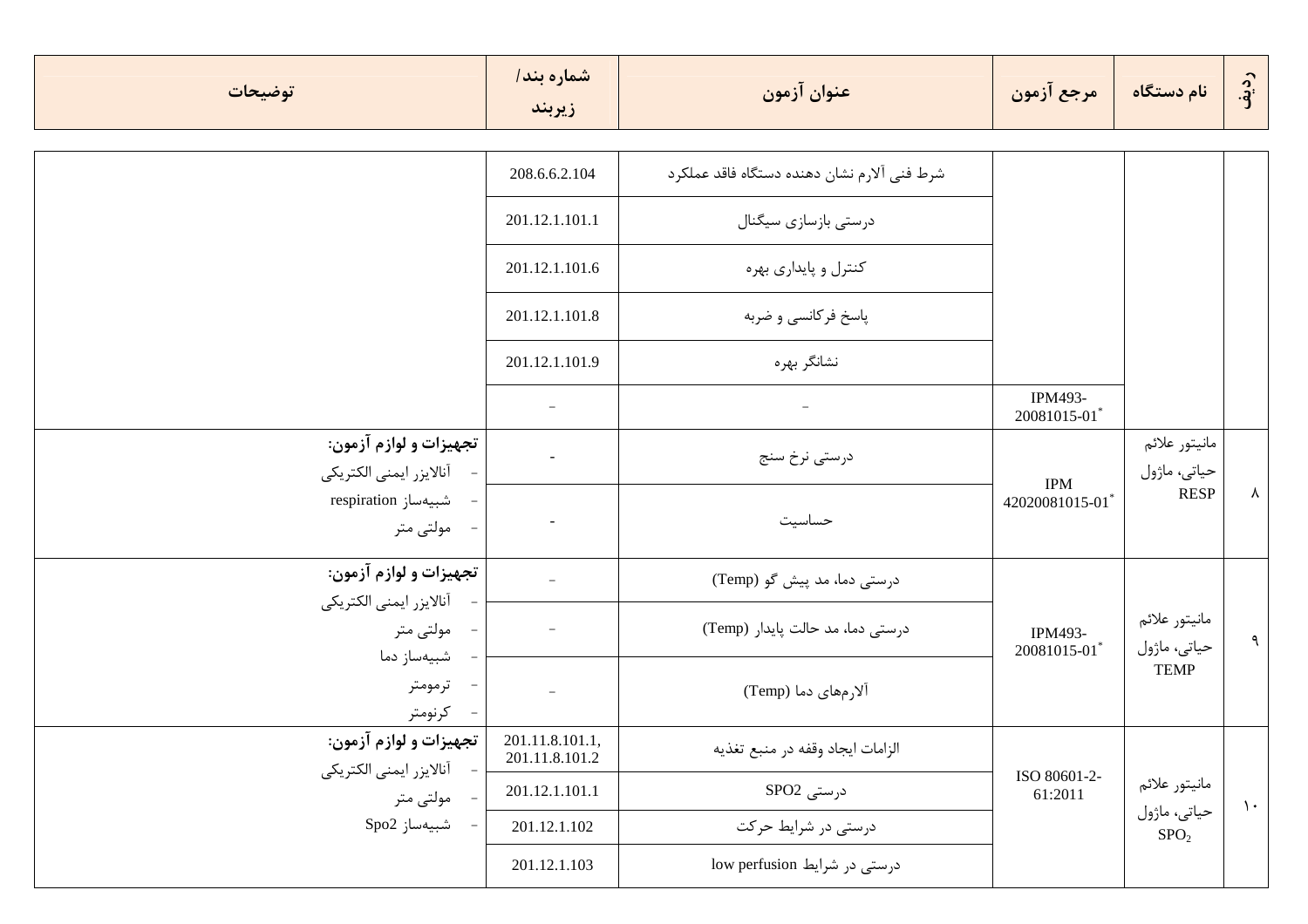| ردیف | نام دستگاه | مرجع آزمون | عنوان آزمون | شماره بند/ زیربند | توضیحات |
|---|---|---|---|---|---|
| | | | شرط فنی آلارم نشان دهنده دستگاه فاقد عملکرد | 208.6.6.2.104 | |
| | | | درستی بازسازی سیگنال | 201.12.1.101.1 | |
| | | | کنترل و پایداری بهره | 201.12.1.101.6 | |
| | | | پاسخ فرکانسی و ضربه | 201.12.1.101.8 | |
| | | | نشانگر بهره | 201.12.1.101.9 | |
| | | IPM493-20081015-01* | – | – | |
| ۸ | مانیتور علائم حیاتی، ماژول RESP | IPM 42020081015-01* | درستی نرخ سنج | - | **تجهیزات و لوازم آزمون:**<br>- آنالایزر ایمنی الکتریکی<br>- شبیه‌ساز respiration<br>- مولتی متر |
| | | | حساسیت | - | |
| ۹ | مانیتور علائم حیاتی، ماژول TEMP | IPM493-20081015-01* | درستی دما، مد پیش گو (Temp) | – | **تجهیزات و لوازم آزمون:**<br>- آنالایزر ایمنی الکتریکی<br>- مولتی متر<br>- شبیه‌ساز دما<br>- ترمومتر<br>- کرنومتر |
| | | | درستی دما، مد حالت پایدار (Temp) | – | |
| | | | آلارم‌های دما (Temp) | – | |
| ۱۰ | مانیتور علائم حیاتی، ماژول $SPO_2$ | ISO 80601-2-61:2011 | الزامات ایجاد وقفه در منبع تغذیه | 201.11.8.101.1, 201.11.8.101.2 | **تجهیزات و لوازم آزمون:**<br>- آنالایزر ایمنی الکتریکی<br>- مولتی متر<br>- شبیه‌ساز Spo2 |
| | | | درستی SPO2 | 201.12.1.101.1 | |
| | | | درستی در شرایط حرکت | 201.12.1.102 | |
| | | | درستی در شرایط low perfusion | 201.12.1.103 | |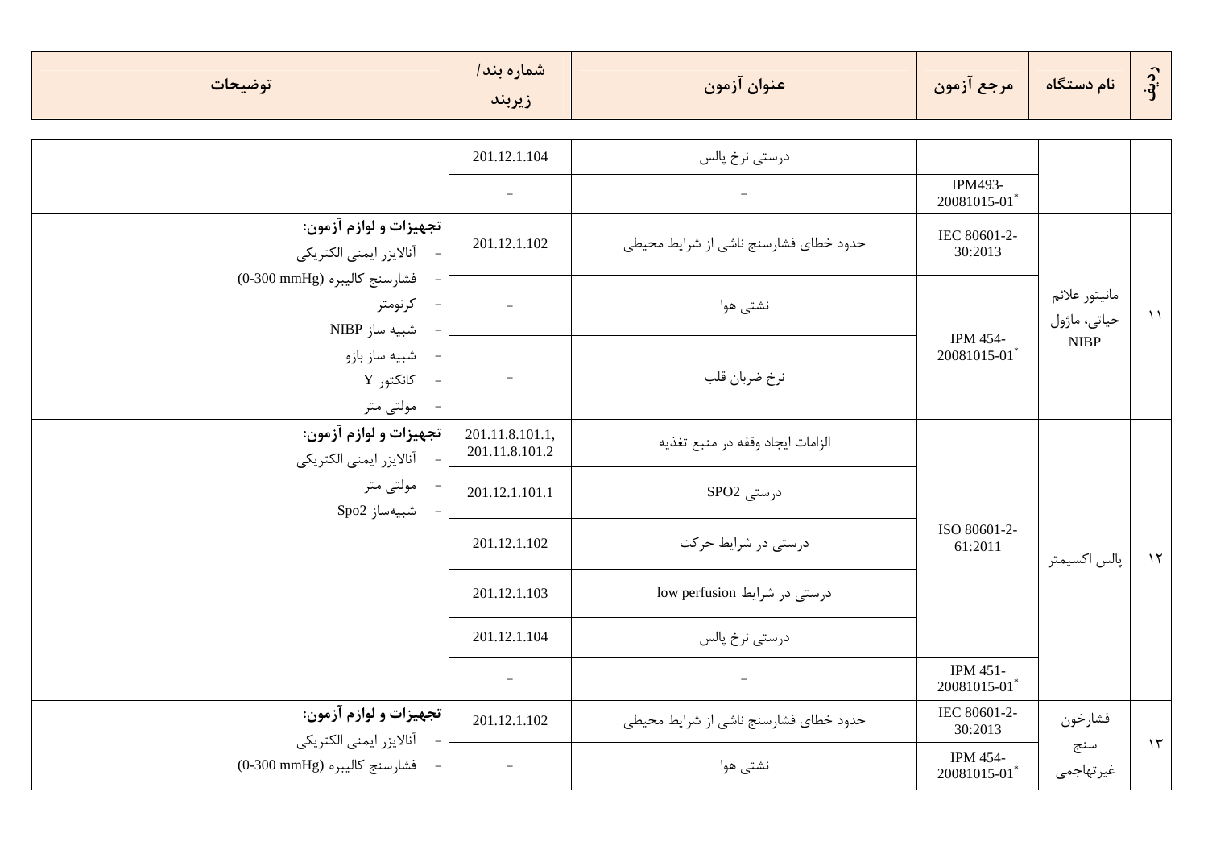| ردیف | نام دستگاه | مرجع آزمون | عنوان آزمون | شماره بند/ زیربند | توضیحات |
|---|---|---|---|---|---|
| | | | درستی نرخ پالس | 201.12.1.104 | |
| | | IPM493-20081015-01* | – | – | |
| ۱۱ | مانیتور علائم حیاتی، ماژول NIBP | IEC 80601-2-30:2013 | حدود خطای فشارسنج ناشی از شرایط محیطی | 201.12.1.102 | **تجهیزات و لوازم آزمون:**<br>- آنالایزر ایمنی الکتریکی<br>- فشارسنج کالیبره (0-300 mmHg)<br>- کرنومتر<br>- شبیه ساز NIBP<br>- شبیه ساز بازو<br>- کانکتور Y<br>- مولتی متر |
| | | IPM 454-20081015-01* | نشتی هوا | – | |
| | | | نرخ ضربان قلب | – | |
| ۱۲ | پالس اکسیمتر | ISO 80601-2-61:2011 | الزامات ایجاد وقفه در منبع تغذیه | 201.11.8.101.1, 201.11.8.101.2 | **تجهیزات و لوازم آزمون:**<br>- آنالایزر ایمنی الکتریکی<br>- مولتی متر<br>- شبیه‌ساز Spo2 |
| | | | درستی SPO2 | 201.12.1.101.1 | |
| | | | درستی در شرایط حرکت | 201.12.1.102 | |
| | | | درستی در شرایط low perfusion | 201.12.1.103 | |
| | | | درستی نرخ پالس | 201.12.1.104 | |
| | | IPM 451-20081015-01* | – | – | |
| ۱۳ | فشارخون سنج غیرتهاجمی | IEC 80601-2-30:2013 | حدود خطای فشارسنج ناشی از شرایط محیطی | 201.12.1.102 | **تجهیزات و لوازم آزمون:**<br>- آنالایزر ایمنی الکتریکی<br>- فشارسنج کالیبره (0-300 mmHg) |
| | | IPM 454-20081015-01* | نشتی هوا | – | |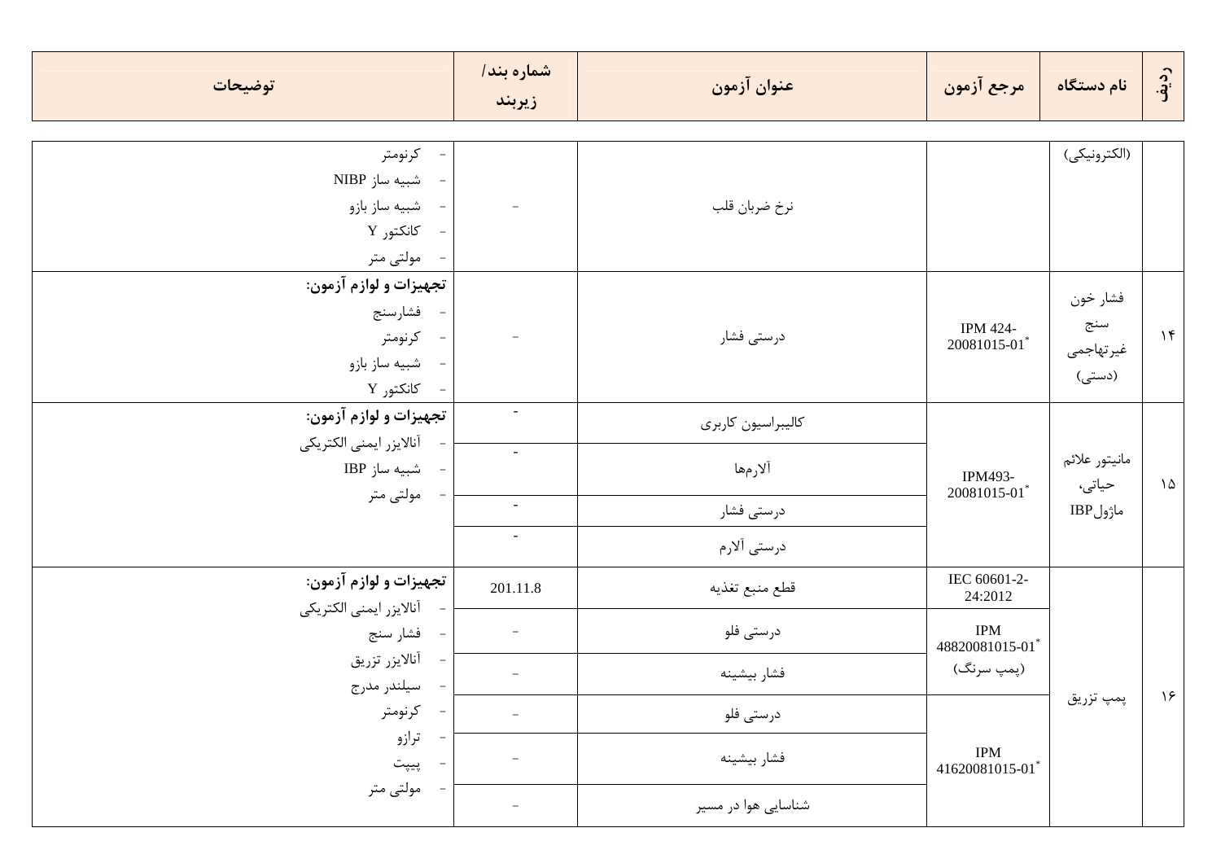| ردیف | نام دستگاه | مرجع آزمون | عنوان آزمون | شماره بند/ زیربند | توضیحات |
| --- | --- | --- | --- | --- | --- |
| | (الکترونیکی) | | نرخ ضربان قلب | - | - کرنومتر<br>- شبیه ساز NIBP<br>- شبیه ساز بازو<br>- کانکتور Y<br>- مولتی متر |
| ۱۴ | فشار خون سنج غیرتهاجمی (دستی) | IPM 424-20081015-01* | درستی فشار | - | **تجهیزات و لوازم آزمون:**<br>- فشارسنج<br>- کرنومتر<br>- شبیه ساز بازو<br>- کانکتور Y |
| ۱۵ | مانیتور علائم حیاتی، ماژول IBP | IPM493-20081015-01* | کالیبراسیون کاربری | - | **تجهیزات و لوازم آزمون:**<br>- آنالایزر ایمنی الکتریکی<br>- شبیه ساز IBP<br>- مولتی متر |
| | | | آلارم‌ها | - | |
| | | | درستی فشار | - | |
| | | | درستی آلارم | - | |
| ۱۶ | پمپ تزریق | IEC 60601-2-24:2012 | قطع منبع تغذیه | 201.11.8 | **تجهیزات و لوازم آزمون:**<br>- آنالایزر ایمنی الکتریکی<br>- فشار سنج<br>- آنالایزر تزریق<br>- سیلندر مدرج<br>- کرنومتر<br>- ترازو<br>- پیپت<br>- مولتی متر |
| | | IPM 48820081015-01* (پمپ سرنگ) | درستی فلو | - | |
| | | | فشار بیشینه | - | |
| | | IPM 41620081015-01* | درستی فلو | - | |
| | | | فشار بیشینه | - | |
| | | | شناسایی هوا در مسیر | - | |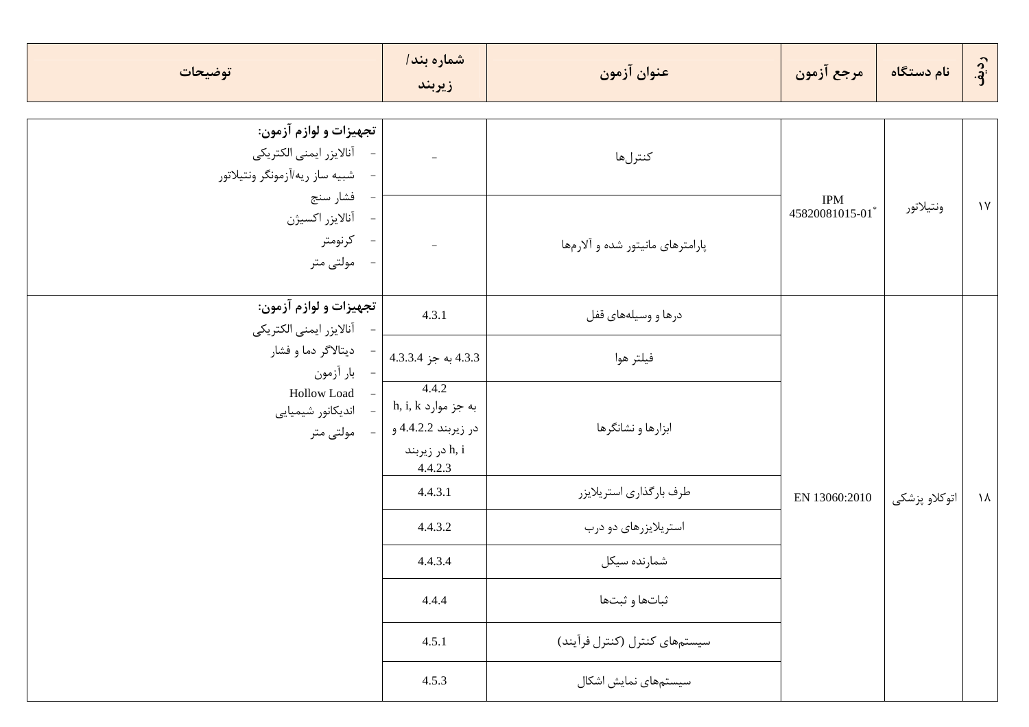| ردیف | نام دستگاه | مرجع آزمون | عنوان آزمون | شماره بند/ زیربند | توضیحات |
|---|---|---|---|---|---|
| ۱۷ | ونتیلاتور | IPM 45820081015-01* | کنترل‌ها | - | **تجهیزات و لوازم آزمون:**<br>- آنالایزر ایمنی الکتریکی<br>- شبیه ساز ریه/آزمونگر ونتیلاتور<br>- فشار سنج<br>- آنالایزر اکسیژن<br>- کرنومتر<br>- مولتی متر |
| | | | پارامترهای مانیتور شده و آلارم‌ها | - | |
| ۱۸ | اتوکلاو پزشکی | EN 13060:2010 | درها و وسیله‌های قفل | 4.3.1 | **تجهیزات و لوازم آزمون:**<br>- آنالایزر ایمنی الکتریکی<br>- دیتالاگر دما و فشار<br>- بار آزمون<br>- Hollow Load<br>- اندیکاتور شیمیایی<br>- مولتی متر |
| | | | فیلتر هوا | 4.3.3 به جز 4.3.3.4 | |
| | | | ابزارها و نشانگرها | 4.4.2<br>به جز موارد h, i, k در زیربند 4.4.2.2 و h, i در زیربند 4.4.2.3 | |
| | | | طرف بارگذاری استریلایزر | 4.4.3.1 | |
| | | | استریلایزرهای دو درب | 4.4.3.2 | |
| | | | شمارنده سیکل | 4.4.3.4 | |
| | | | ثبات‌ها و ثبت‌ها | 4.4.4 | |
| | | | سیستم‌های کنترل (کنترل فرآیند) | 4.5.1 | |
| | | | سیستم‌های نمایش اشکال | 4.5.3 | |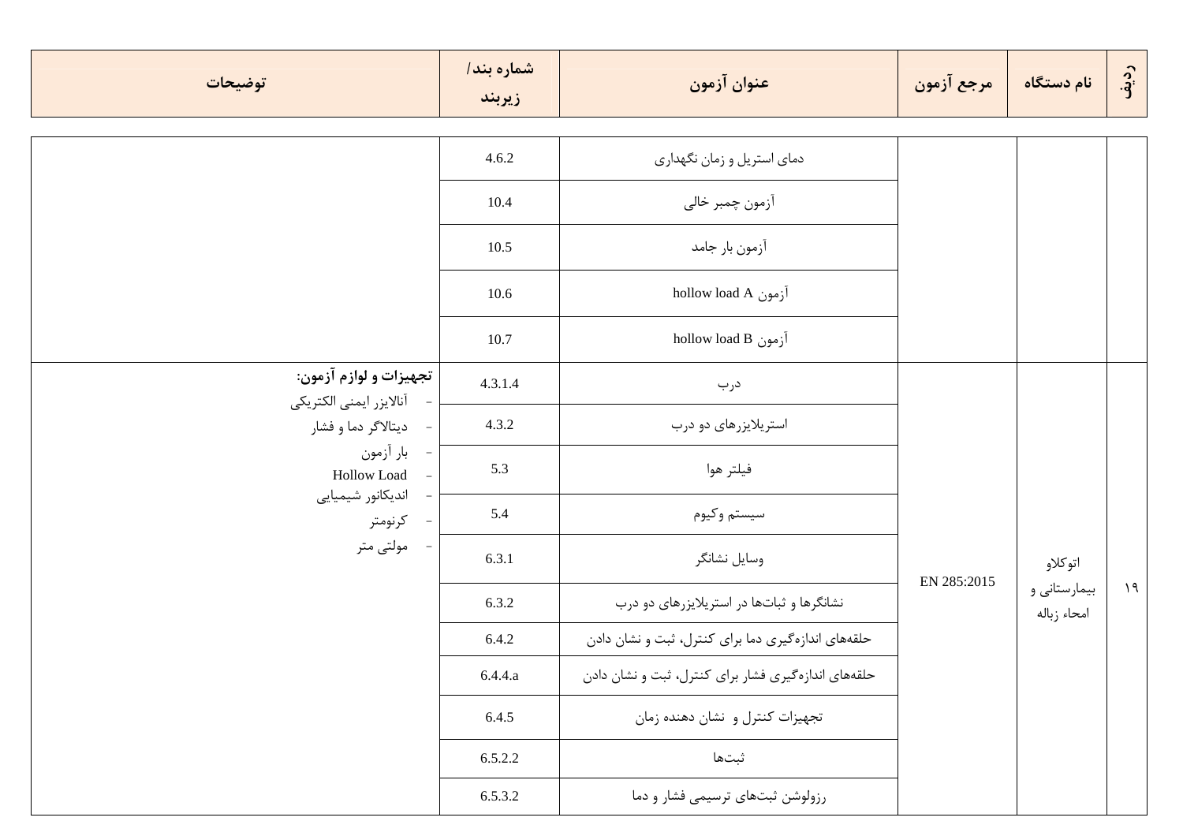| ردیف | نام دستگاه | مرجع آزمون | عنوان آزمون | شماره بند/ زیربند | توضیحات |
|---|---|---|---|---|---|
| | | | دمای استریل و زمان نگهداری | 4.6.2 | |
| | | | آزمون چمبر خالی | 10.4 | |
| | | | آزمون بار جامد | 10.5 | |
| | | | آزمون hollow load A | 10.6 | |
| | | | آزمون hollow load B | 10.7 | |
| ۱۹ | اتوکلاو بیمارستانی و امحاء زباله | EN 285:2015 | درب | 4.3.1.4 | **تجهیزات و لوازم آزمون:**<br>- آنالایزر ایمنی الکتریکی<br>- دیتالاگر دما و فشار<br>- بار آزمون<br>- Hollow Load<br>- اندیکاتور شیمیایی<br>- کرنومتر<br>- مولتی متر |
| | | | استریلایزرهای دو درب | 4.3.2 | |
| | | | فیلتر هوا | 5.3 | |
| | | | سیستم وکیوم | 5.4 | |
| | | | وسایل نشانگر | 6.3.1 | |
| | | | نشانگرها و ثبات‌ها در استریلایزرهای دو درب | 6.3.2 | |
| | | | حلقه‌های اندازه‌گیری دما برای کنترل، ثبت و نشان دادن | 6.4.2 | |
| | | | حلقه‌های اندازه‌گیری فشار برای کنترل، ثبت و نشان دادن | 6.4.4.a | |
| | | | تجهیزات کنترل و نشان دهنده زمان | 6.4.5 | |
| | | | ثبت‌ها | 6.5.2.2 | |
| | | | رزولوشن ثبت‌های ترسیمی فشار و دما | 6.5.3.2 | |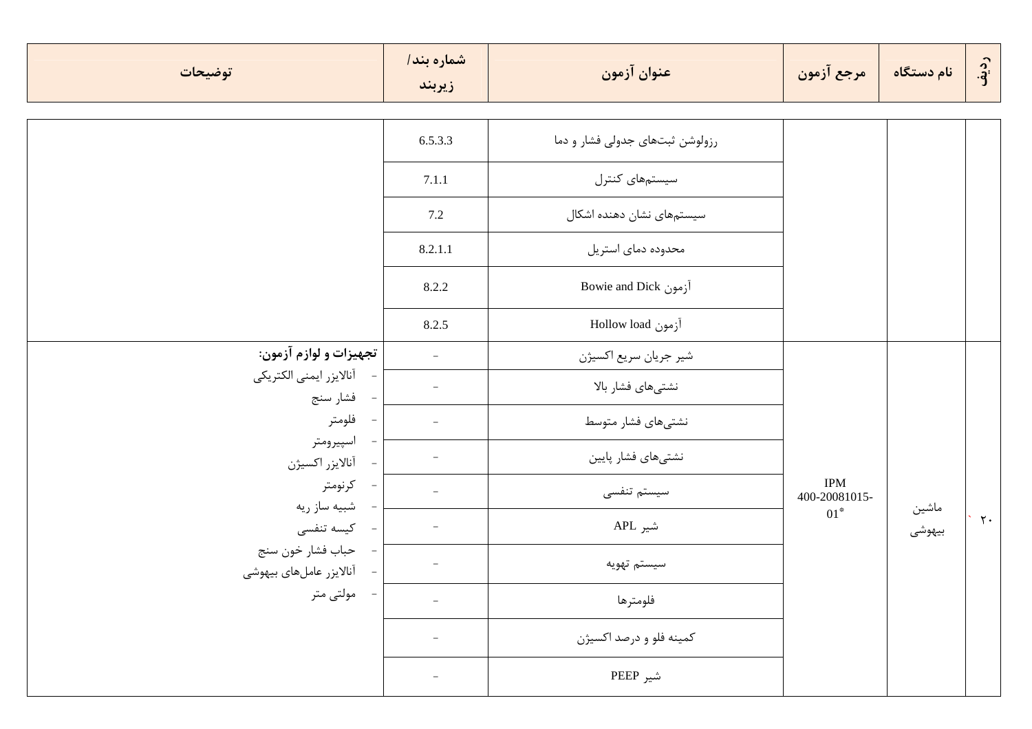| ردیف | نام دستگاه | مرجع آزمون | عنوان آزمون | شماره بند/ زیربند | توضیحات |
|---|---|---|---|---|---|
| | | | رزولوشن ثبت‌های جدولی فشار و دما | 6.5.3.3 | |
| | | | سیستم‌های کنترل | 7.1.1 | |
| | | | سیستم‌های نشان دهنده اشکال | 7.2 | |
| | | | محدوده دمای استریل | 8.2.1.1 | |
| | | | آزمون Bowie and Dick | 8.2.2 | |
| | | | آزمون Hollow load | 8.2.5 | |
| ۲۰ | ماشین بیهوشی | IPM 400-20081015-01* | شیر جریان سریع اکسیژن | - | **تجهیزات و لوازم آزمون:**<br>- آنالایزر ایمنی الکتریکی<br>- فشار سنج<br>- فلومتر<br>- اسپیرومتر<br>- آنالایزر اکسیژن<br>- کرنومتر<br>- شبیه ساز ریه<br>- کیسه تنفسی<br>- حباب فشار خون سنج<br>- آنالایزر عامل‌های بیهوشی<br>- مولتی متر |
| | | | نشتی‌های فشار بالا | - | |
| | | | نشتی‌های فشار متوسط | - | |
| | | | نشتی‌های فشار پایین | - | |
| | | | سیستم تنفسی | - | |
| | | | شیر APL | - | |
| | | | سیستم تهویه | - | |
| | | | فلومترها | - | |
| | | | کمینه فلو و درصد اکسیژن | - | |
| | | | شیر PEEP | - | |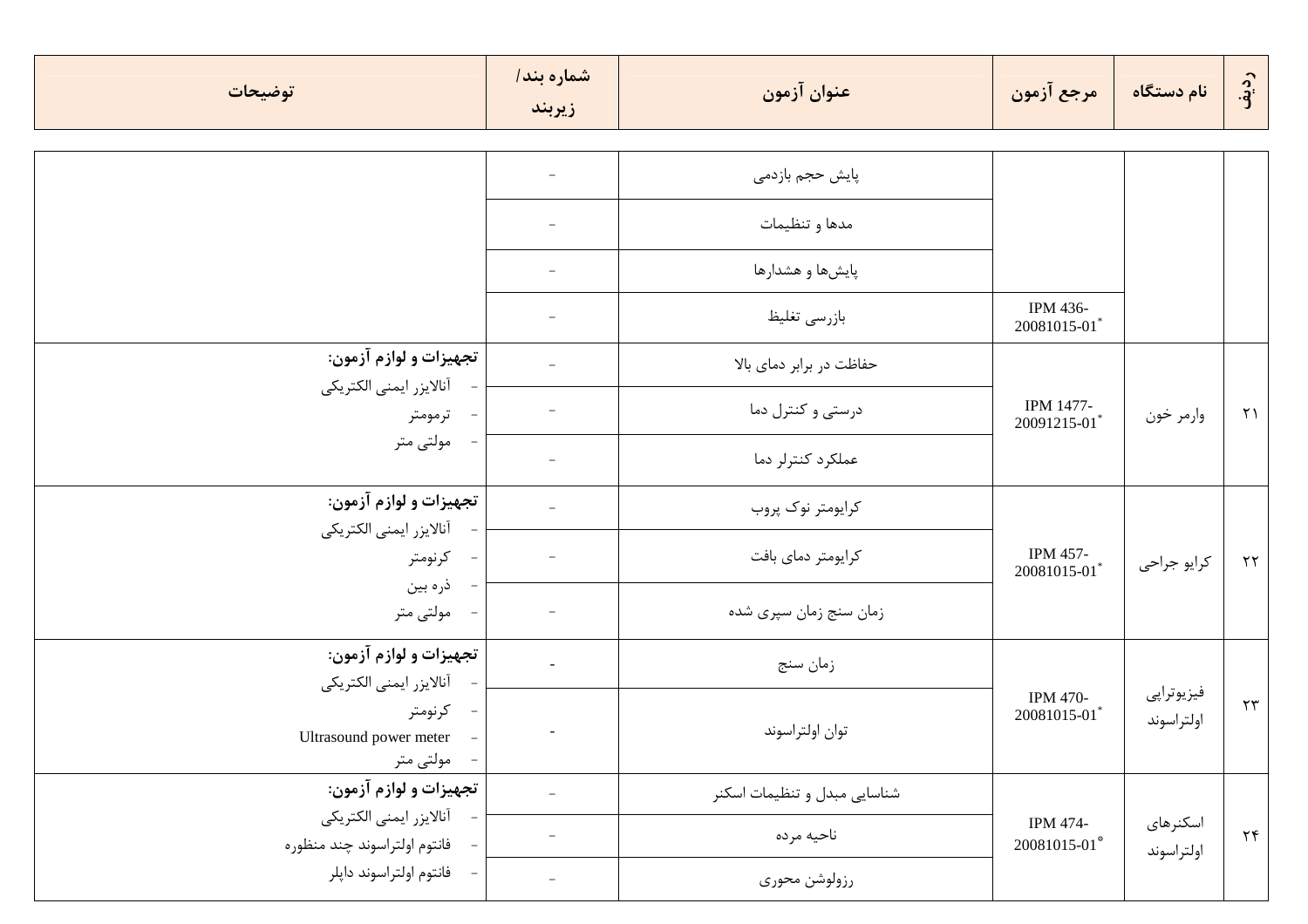| ردیف | نام دستگاه | مرجع آزمون | عنوان آزمون | شماره بند/ زیربند | توضیحات |
|---|---|---|---|---|---|
| | | | پایش حجم بازدمی | - | |
| | | | مدها و تنظیمات | - | |
| | | | پایش‌ها و هشدارها | - | |
| | | IPM 436-20081015-01* | بازرسی تغلیظ | - | |
| ۲۱ | وارمر خون | IPM 1477-20091215-01* | حفاظت در برابر دمای بالا | - | **تجهیزات و لوازم آزمون:** - آنالایزر ایمنی الکتریکی - ترمومتر - مولتی متر |
| | | | درستی و کنترل دما | - | |
| | | | عملکرد کنترلر دما | - | |
| ۲۲ | کرایو جراحی | IPM 457-20081015-01* | کرایومتر نوک پروب | - | **تجهیزات و لوازم آزمون:** - آنالایزر ایمنی الکتریکی - کرنومتر - ذره بین - مولتی متر |
| | | | کرایومتر دمای بافت | - | |
| | | | زمان سنج زمان سپری شده | - | |
| ۲۳ | فیزیوتراپی اولتراسوند | IPM 470-20081015-01* | زمان سنج | - | **تجهیزات و لوازم آزمون:** - آنالایزر ایمنی الکتریکی - کرنومتر - Ultrasound power meter - مولتی متر |
| | | | توان اولتراسوند | - | |
| ۲۴ | اسکنرهای اولتراسوند | IPM 474-20081015-01* | شناسایی مبدل و تنظیمات اسکنر | - | **تجهیزات و لوازم آزمون:** - آنالایزر ایمنی الکتریکی - فانتوم اولتراسوند چند منظوره - فانتوم اولتراسوند داپلر |
| | | | ناحیه مرده | - | |
| | | | رزولوشن محوری | - | |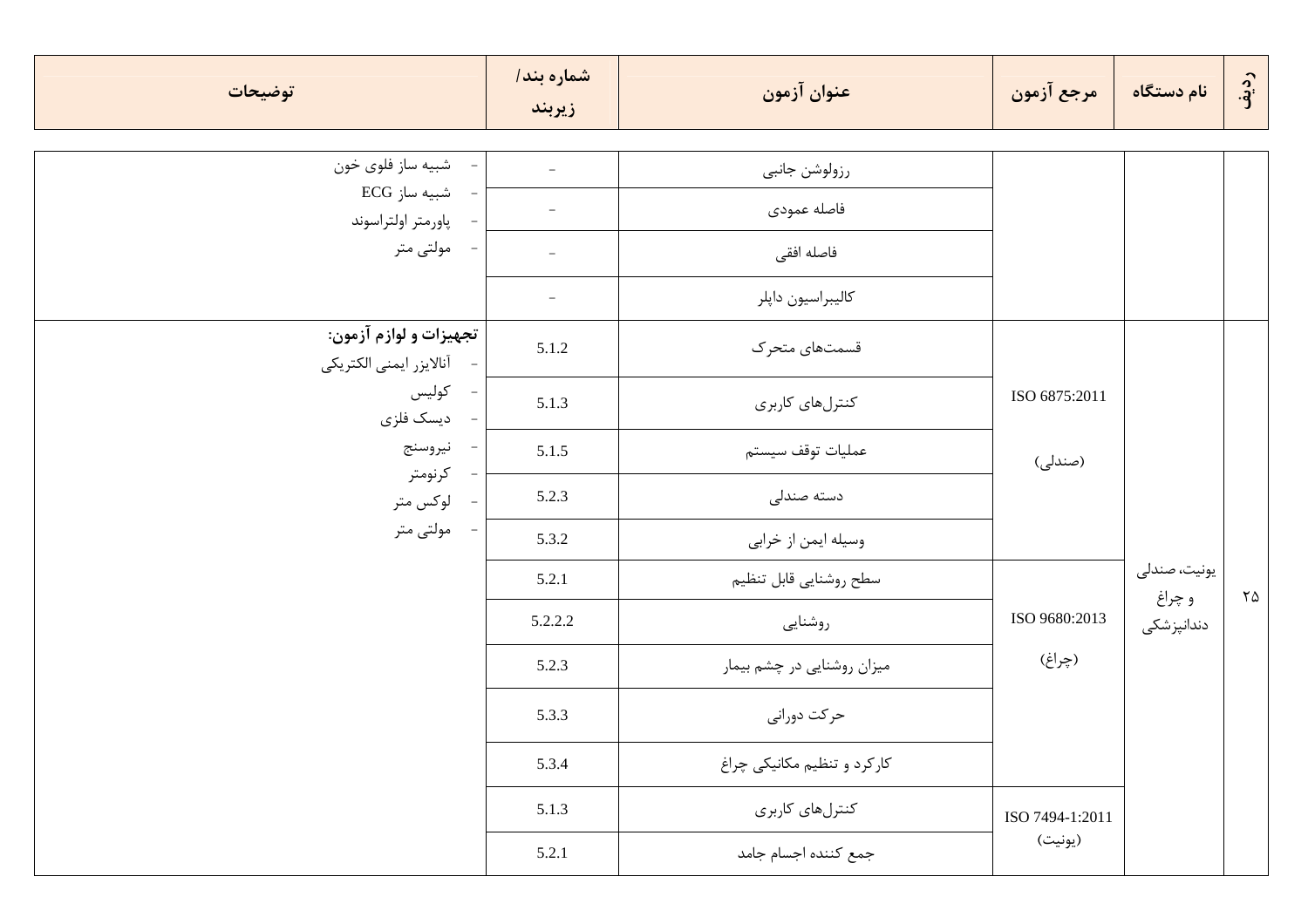| ردیف | نام دستگاه | مرجع آزمون | عنوان آزمون | شماره بند/ زیربند | توضیحات |
|---|---|---|---|---|---|
| | | | رزولوشن جانبی | - | - شبیه ساز فلوی خون<br>- شبیه ساز ECG<br>- پاورمتر اولتراسوند<br>- مولتی متر |
| | | | فاصله عمودی | - | |
| | | | فاصله افقی | - | |
| | | | کالیبراسیون داپلر | - | |
| ۲۵ | یونیت، صندلی و چراغ دندانپزشکی | ISO 6875:2011<br><br>(صندلی) | قسمت‌های متحرک | 5.1.2 | **تجهیزات و لوازم آزمون:**<br>- آنالایزر ایمنی الکتریکی<br>- کولیس<br>- دیسک فلزی<br>- نیروسنج<br>- کرنومتر<br>- لوکس متر<br>- مولتی متر |
| | | | کنترل‌های کاربری | 5.1.3 | |
| | | | عملیات توقف سیستم | 5.1.5 | |
| | | | دسته صندلی | 5.2.3 | |
| | | | وسیله ایمن از خرابی | 5.3.2 | |
| | | ISO 9680:2013<br><br>(چراغ) | سطح روشنایی قابل تنظیم | 5.2.1 | |
| | | | روشنایی | 5.2.2.2 | |
| | | | میزان روشنایی در چشم بیمار | 5.2.3 | |
| | | | حرکت دورانی | 5.3.3 | |
| | | | کارکرد و تنظیم مکانیکی چراغ | 5.3.4 | |
| | | ISO 7494-1:2011<br>(یونیت) | کنترل‌های کاربری | 5.1.3 | |
| | | | جمع کننده اجسام جامد | 5.2.1 | |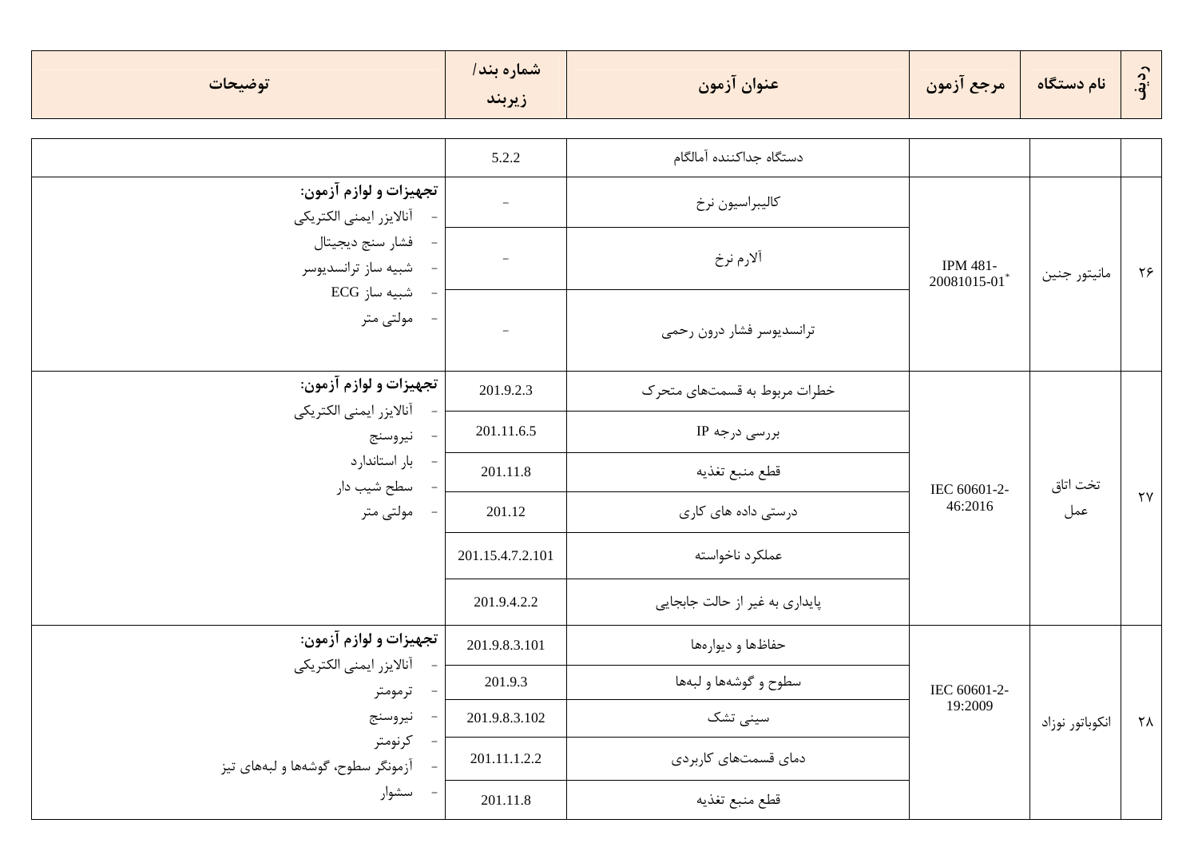| ردیف | نام دستگاه | مرجع آزمون | عنوان آزمون | شماره بند/ زیربند | توضیحات |
|---|---|---|---|---|---|
| | | | دستگاه جداکننده آمالگام | 5.2.2 | |
| ۲۶ | مانیتور جنین | IPM 481-20081015-01* | کالیبراسیون نرخ | - | **تجهیزات و لوازم آزمون:**<br>- آنالایزر ایمنی الکتریکی<br>- فشار سنج دیجیتال<br>- شبیه ساز ترانسدیوسر<br>- شبیه ساز ECG<br>- مولتی متر |
| | | | آلارم نرخ | - | |
| | | | ترانسدیوسر فشار درون رحمی | - | |
| ۲۷ | تخت اتاق عمل | IEC 60601-2-46:2016 | خطرات مربوط به قسمت‌های متحرک | 201.9.2.3 | **تجهیزات و لوازم آزمون:**<br>- آنالایزر ایمنی الکتریکی<br>- نیروسنج<br>- بار استاندارد<br>- سطح شیب دار<br>- مولتی متر |
| | | | بررسی درجه IP | 201.11.6.5 | |
| | | | قطع منبع تغذیه | 201.11.8 | |
| | | | درستی داده های کاری | 201.12 | |
| | | | عملکرد ناخواسته | 201.15.4.7.2.101 | |
| | | | پایداری به غیر از حالت جابجایی | 201.9.4.2.2 | |
| ۲۸ | انکوباتور نوزاد | IEC 60601-2-19:2009 | حفاظ‌ها و دیواره‌ها | 201.9.8.3.101 | **تجهیزات و لوازم آزمون:**<br>- آنالایزر ایمنی الکتریکی<br>- ترمومتر<br>- نیروسنج<br>- کرنومتر<br>- آزمونگر سطوح، گوشه‌ها و لبه‌های تیز<br>- سشوار |
| | | | سطوح و گوشه‌ها و لبه‌ها | 201.9.3 | |
| | | | سینی تشک | 201.9.8.3.102 | |
| | | | دمای قسمت‌های کاربردی | 201.11.1.2.2 | |
| | | | قطع منبع تغذیه | 201.11.8 | |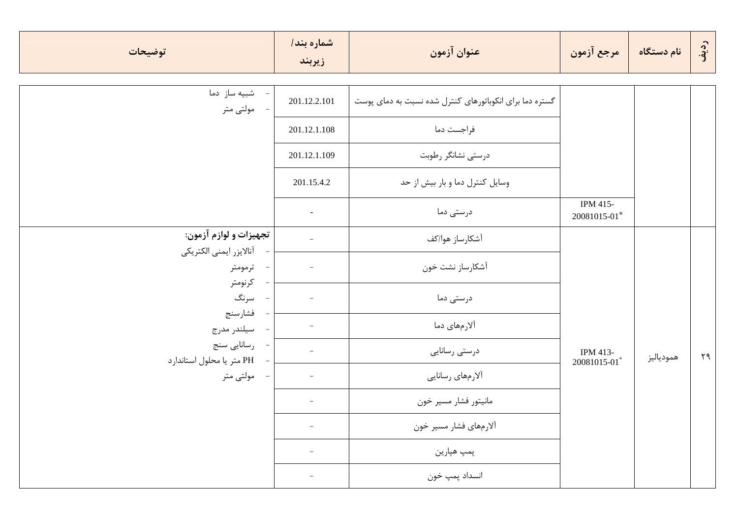| ردیف | نام دستگاه | مرجع آزمون | عنوان آزمون | شماره بند/ زیربند | توضیحات |
|---|---|---|---|---|---|
| | | | گستره دما برای انکوباتورهای کنترل شده نسبت به دمای پوست | 201.12.2.101 | - شبیه ساز دما<br>- مولتی متر |
| | | | فراجست دما | 201.12.1.108 | |
| | | | درستی نشانگر رطوبت | 201.12.1.109 | |
| | | | وسایل کنترل دما و بار بیش از حد | 201.15.4.2 | |
| | | IPM 415-20081015-01* | درستی دما | - | |
| ۲۹ | همودیالیز | IPM 413-20081015-01* | آشکارساز هوا/کف | - | **تجهیزات و لوازم آزمون:**<br>- آنالایزر ایمنی الکتریکی<br>- ترمومتر<br>- کرنومتر<br>- سرنگ<br>- فشارسنج<br>- سیلندر مدرج<br>- رسانایی سنج<br>- PH متر یا محلول استاندارد<br>- مولتی متر |
| | | | آشکارساز نشت خون | - | |
| | | | درستی دما | - | |
| | | | آلارم‌های دما | - | |
| | | | درستی رسانایی | - | |
| | | | آلارم‌های رسانایی | - | |
| | | | مانیتور فشار مسیر خون | - | |
| | | | آلارم‌های فشار مسیر خون | - | |
| | | | پمپ هپارین | - | |
| | | | انسداد پمپ خون | - | |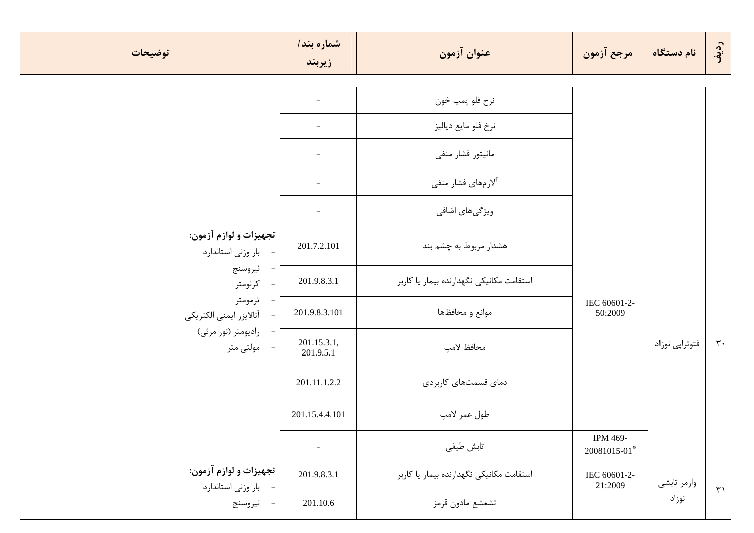| ردیف | نام دستگاه | مرجع آزمون | عنوان آزمون | شماره بند/ زیربند | توضیحات |
|---|---|---|---|---|---|
| | | | نرخ فلو پمپ خون | - | |
| | | | نرخ فلو مایع دیالیز | - | |
| | | | مانیتور فشار منفی | - | |
| | | | آلارم‌های فشار منفی | - | |
| | | | ویژگی‌های اضافی | - | |
| ۳۰ | فتوتراپی نوزاد | IEC 60601-2-50:2009 | هشدار مربوط به چشم بند | 201.7.2.101 | **تجهیزات و لوازم آزمون:**<br>- بار وزنی استاندارد<br>- نیروسنج<br>- کرنومتر<br>- ترمومتر<br>- آنالایزر ایمنی الکتریکی<br>- رادیومتر (نور مرئی)<br>- مولتی متر |
| | | | استقامت مکانیکی نگهدارنده بیمار یا کاربر | 201.9.8.3.1 | |
| | | | موانع و محافظ‌ها | 201.9.8.3.101 | |
| | | | محافظ لامپ | 201.15.3.1, 201.9.5.1 | |
| | | | دمای قسمت‌های کاربردی | 201.11.1.2.2 | |
| | | | طول عمر لامپ | 201.15.4.4.101 | |
| | | IPM 469-20081015-01* | تابش طیفی | - | |
| ۳۱ | وارمر تابشی نوزاد | IEC 60601-2-21:2009 | استقامت مکانیکی نگهدارنده بیمار یا کاربر | 201.9.8.3.1 | **تجهیزات و لوازم آزمون:**<br>- بار وزنی استاندارد<br>- نیروسنج |
| | | | تشعشع مادون قرمز | 201.10.6 | |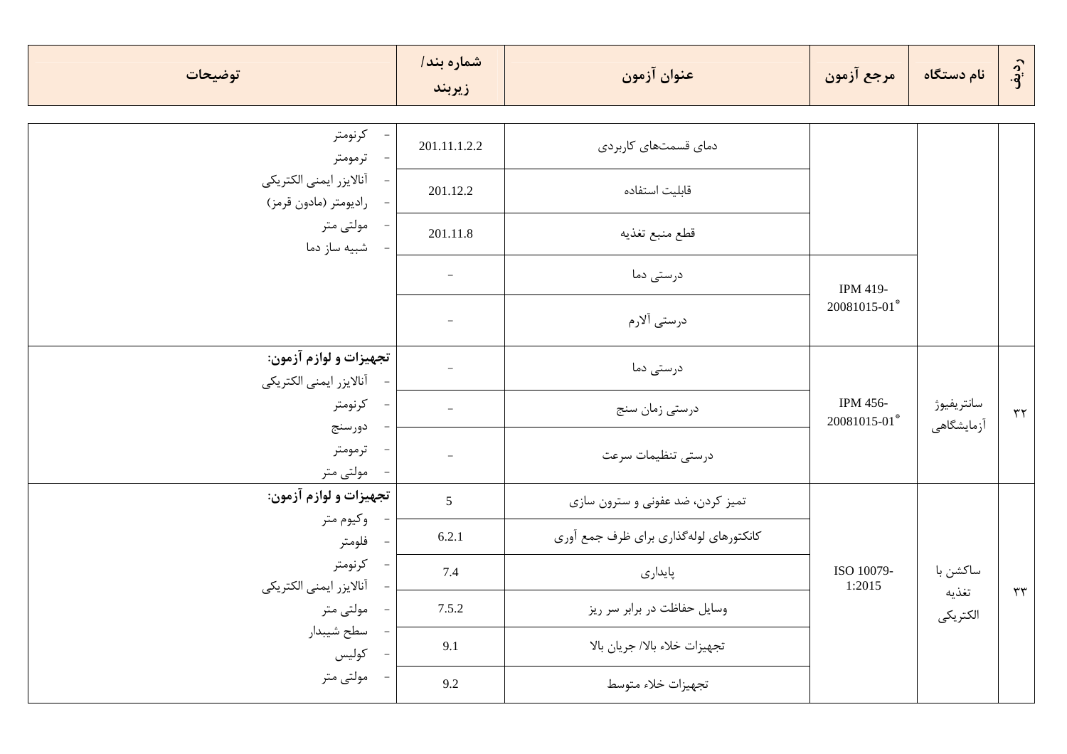| ردیف | نام دستگاه | مرجع آزمون | عنوان آزمون | شماره بند/ زیربند | توضیحات |
|---|---|---|---|---|---|
| | | | دمای قسمت‌های کاربردی | 201.11.1.2.2 | - کرنومتر<br>- ترمومتر<br>- آنالایزر ایمنی الکتریکی<br>- رادیومتر (مادون قرمز)<br>- مولتی متر<br>- شبیه ساز دما |
| | | | قابلیت استفاده | 201.12.2 | |
| | | | قطع منبع تغذیه | 201.11.8 | |
| | | IPM 419-20081015-01* | درستی دما | - | |
| | | | درستی آلارم | - | |
| ۳۲ | سانتریفیوژ آزمایشگاهی | IPM 456-20081015-01* | درستی دما | - | **تجهیزات و لوازم آزمون:**<br>- آنالایزر ایمنی الکتریکی<br>- کرنومتر<br>- دورسنج<br>- ترمومتر<br>- مولتی متر |
| | | | درستی زمان سنج | - | |
| | | | درستی تنظیمات سرعت | - | |
| ۳۳ | ساکشن با تغذیه الکتریکی | ISO 10079-1:2015 | تمیز کردن، ضد عفونی و سترون سازی | 5 | **تجهیزات و لوازم آزمون:**<br>- وکیوم متر<br>- فلومتر<br>- کرنومتر<br>- آنالایزر ایمنی الکتریکی<br>- مولتی متر<br>- سطح شیبدار<br>- کولیس<br>- مولتی متر |
| | | | کانکتورهای لوله‌گذاری برای ظرف جمع آوری | 6.2.1 | |
| | | | پایداری | 7.4 | |
| | | | وسایل حفاظت در برابر سر ریز | 7.5.2 | |
| | | | تجهیزات خلاء بالا/ جریان بالا | 9.1 | |
| | | | تجهیزات خلاء متوسط | 9.2 | |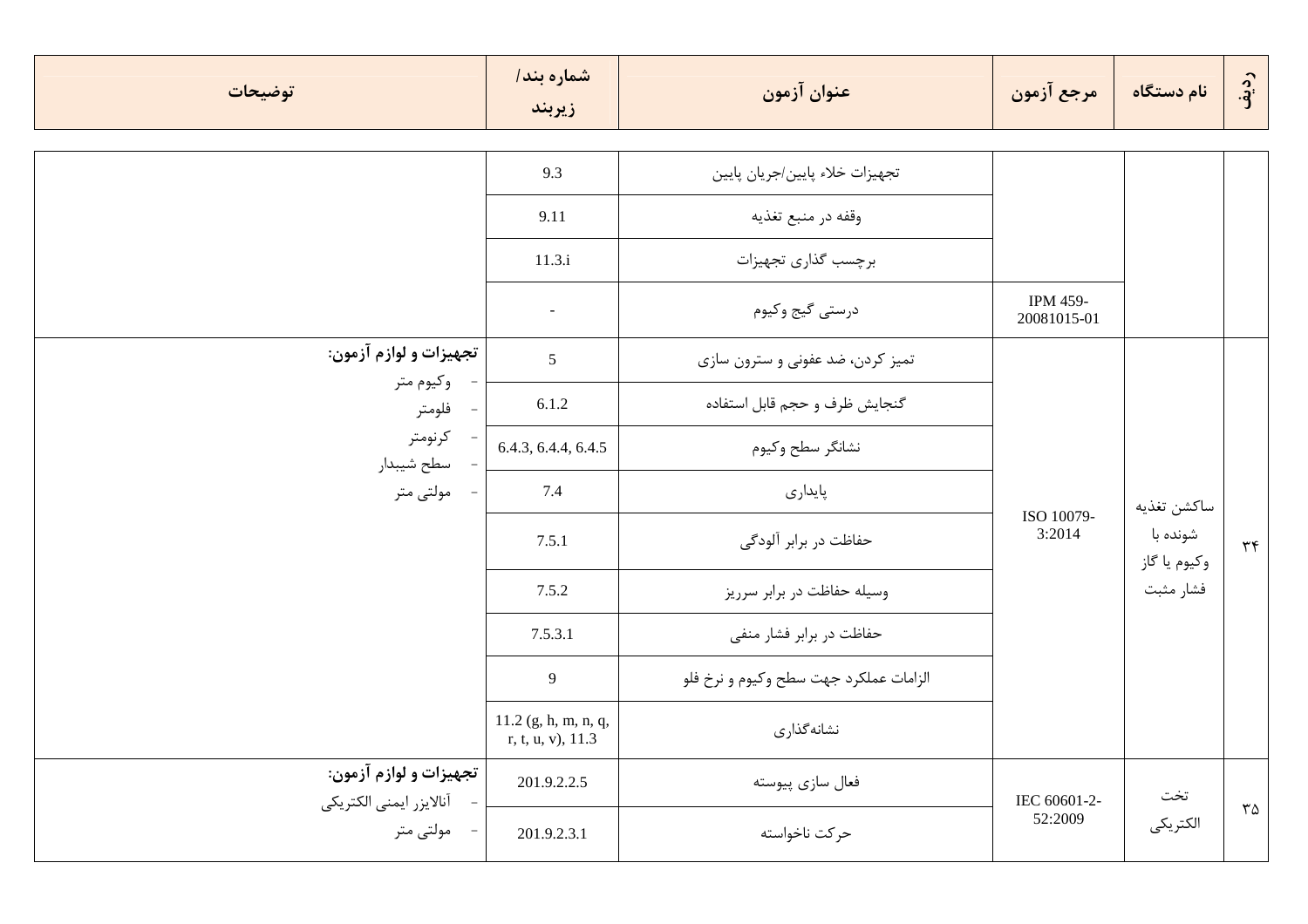| ردیف | نام دستگاه | مرجع آزمون | عنوان آزمون | شماره بند/ زیربند | توضیحات |
|---|---|---|---|---|---|
| | | | تجهیزات خلاء پایین/جریان پایین | 9.3 | |
| | | | وقفه در منبع تغذیه | 9.11 | |
| | | | برچسب گذاری تجهیزات | 11.3.i | |
| | | IPM 459-20081015-01 | درستی گیج وکیوم | - | |
| ۳۴ | ساکشن تغذیه شونده با وکیوم یا گاز فشار مثبت | ISO 10079-3:2014 | تمیز کردن، ضد عفونی و سترون سازی | 5 | **تجهیزات و لوازم آزمون:**<br>- وکیوم متر<br>- فلومتر<br>- کرنومتر<br>- سطح شیبدار<br>- مولتی متر |
| | | | گنجایش ظرف و حجم قابل استفاده | 6.1.2 | |
| | | | نشانگر سطح وکیوم | 6.4.3, 6.4.4, 6.4.5 | |
| | | | پایداری | 7.4 | |
| | | | حفاظت در برابر آلودگی | 7.5.1 | |
| | | | وسیله حفاظت در برابر سرریز | 7.5.2 | |
| | | | حفاظت در برابر فشار منفی | 7.5.3.1 | |
| | | | الزامات عملکرد جهت سطح وکیوم و نرخ فلو | 9 | |
| | | | نشانه‌گذاری | 11.2 (g, h, m, n, q, r, t, u, v), 11.3 | |
| ۳۵ | تخت الکتریکی | IEC 60601-2-52:2009 | فعال سازی پیوسته | 201.9.2.2.5 | **تجهیزات و لوازم آزمون:**<br>- آنالایزر ایمنی الکتریکی<br>- مولتی متر |
| | | | حرکت ناخواسته | 201.9.2.3.1 | |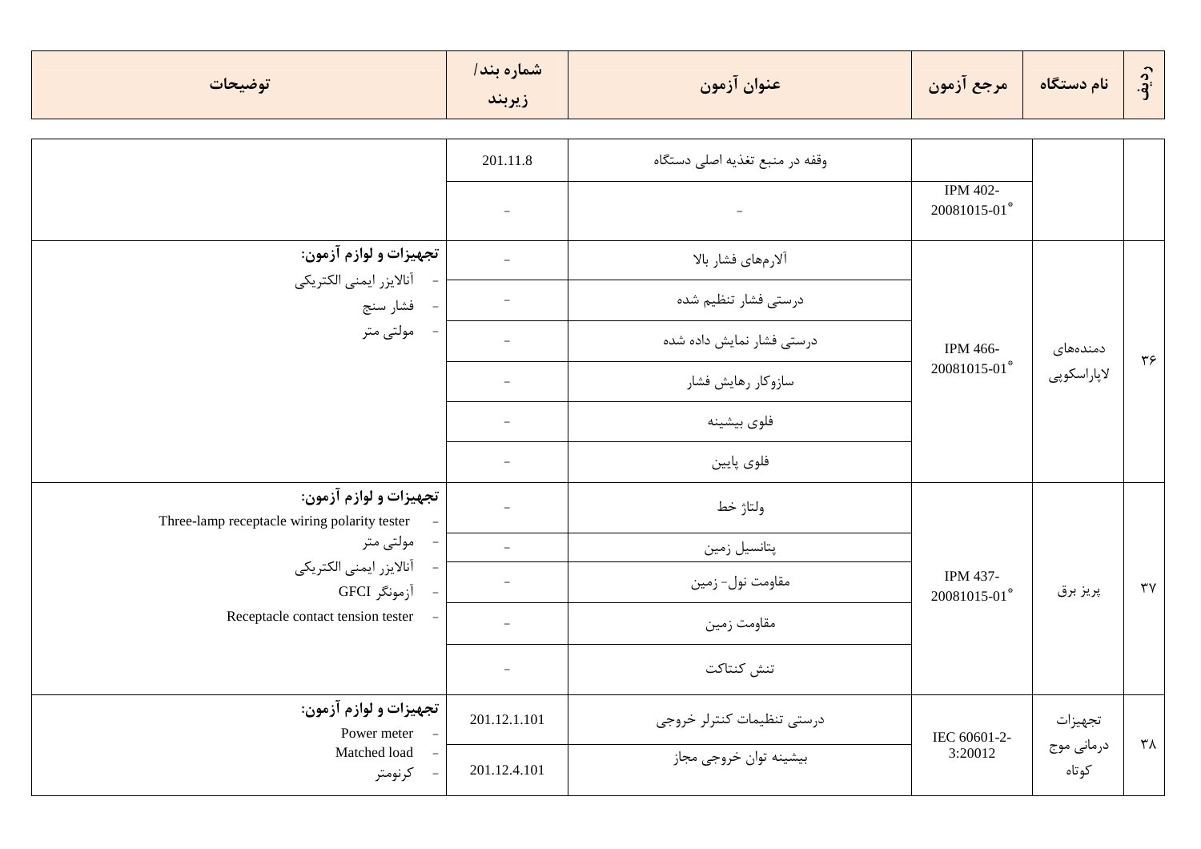| ردیف | نام دستگاه | مرجع آزمون | عنوان آزمون | شماره بند/ زیربند | توضیحات |
|---|---|---|---|---|---|
| | | | وقفه در منبع تغذیه اصلی دستگاه | 201.11.8 | |
| | | IPM 402-20081015-01* | - | - | |
| ۳۶ | دمنده‌های لاپاراسکوپی | IPM 466-20081015-01* | آلارم‌های فشار بالا | - | **تجهیزات و لوازم آزمون:**<br>- آنالایزر ایمنی الکتریکی<br>- فشار سنج<br>- مولتی متر |
| | | | درستی فشار تنظیم شده | - | |
| | | | درستی فشار نمایش داده شده | - | |
| | | | سازوکار رهایش فشار | - | |
| | | | فلوی بیشینه | - | |
| | | | فلوی پایین | - | |
| ۳۷ | پریز برق | IPM 437-20081015-01* | ولتاژ خط | - | **تجهیزات و لوازم آزمون:**<br>- Three-lamp receptacle wiring polarity tester<br>- مولتی متر<br>- آنالایزر ایمنی الکتریکی<br>- آزمونگر GFCI<br>- Receptacle contact tension tester |
| | | | پتانسیل زمین | - | |
| | | | مقاومت نول- زمین | - | |
| | | | مقاومت زمین | - | |
| | | | تنش کنتاکت | - | |
| ۳۸ | تجهیزات درمانی موج کوتاه | IEC 60601-2-3:20012 | درستی تنظیمات کنترلر خروجی | 201.12.1.101 | **تجهیزات و لوازم آزمون:**<br>- Power meter<br>- Matched load<br>- کرنومتر |
| | | | بیشینه توان خروجی مجاز | 201.12.4.101 | |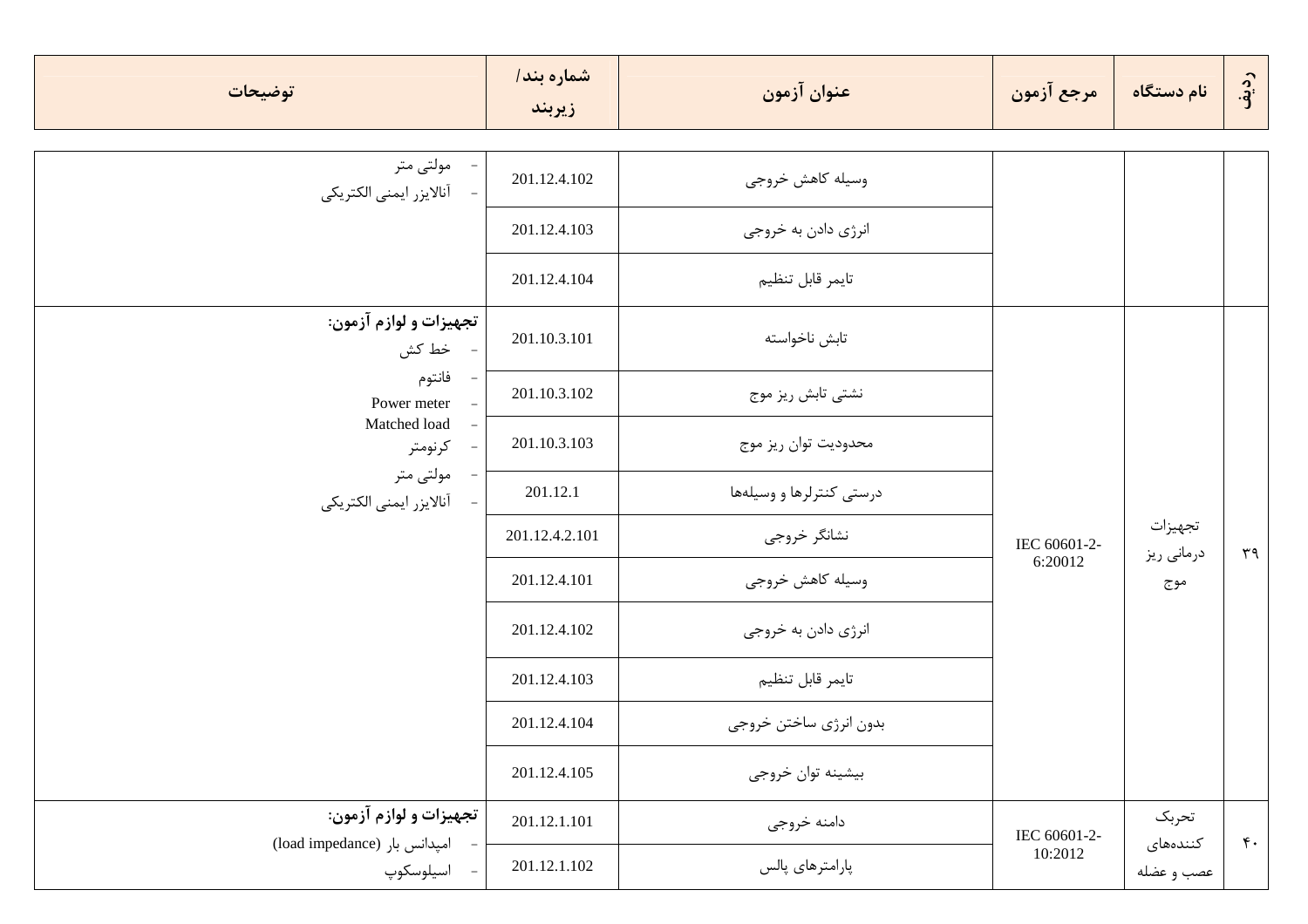| ردیف | نام دستگاه | مرجع آزمون | عنوان آزمون | شماره بند/ زیربند | توضیحات |
|---|---|---|---|---|---|
| | | | وسیله کاهش خروجی | 201.12.4.102 | - مولتی متر<br>- آنالایزر ایمنی الکتریکی |
| | | | انرژی دادن به خروجی | 201.12.4.103 | |
| | | | تایمر قابل تنظیم | 201.12.4.104 | |
| ۳۹ | تجهیزات درمانی ریز موج | IEC 60601-2-6:20012 | تابش ناخواسته | 201.10.3.101 | **تجهیزات و لوازم آزمون:**<br>- خط کش<br>- فانتوم<br>- Power meter<br>- Matched load<br>- کرنومتر<br>- مولتی متر<br>- آنالایزر ایمنی الکتریکی |
| | | | نشتی تابش ریز موج | 201.10.3.102 | |
| | | | محدودیت توان ریز موج | 201.10.3.103 | |
| | | | درستی کنترلرها و وسیله‌ها | 201.12.1 | |
| | | | نشانگر خروجی | 201.12.4.2.101 | |
| | | | وسیله کاهش خروجی | 201.12.4.101 | |
| | | | انرژی دادن به خروجی | 201.12.4.102 | |
| | | | تایمر قابل تنظیم | 201.12.4.103 | |
| | | | بدون انرژی ساختن خروجی | 201.12.4.104 | |
| | | | بیشینه توان خروجی | 201.12.4.105 | |
| ۴۰ | تحریک کننده‌های عصب و عضله | IEC 60601-2-10:2012 | دامنه خروجی | 201.12.1.101 | **تجهیزات و لوازم آزمون:**<br>- امپدانس بار (load impedance)<br>- اسیلوسکوپ |
| | | | پارامترهای پالس | 201.12.1.102 | |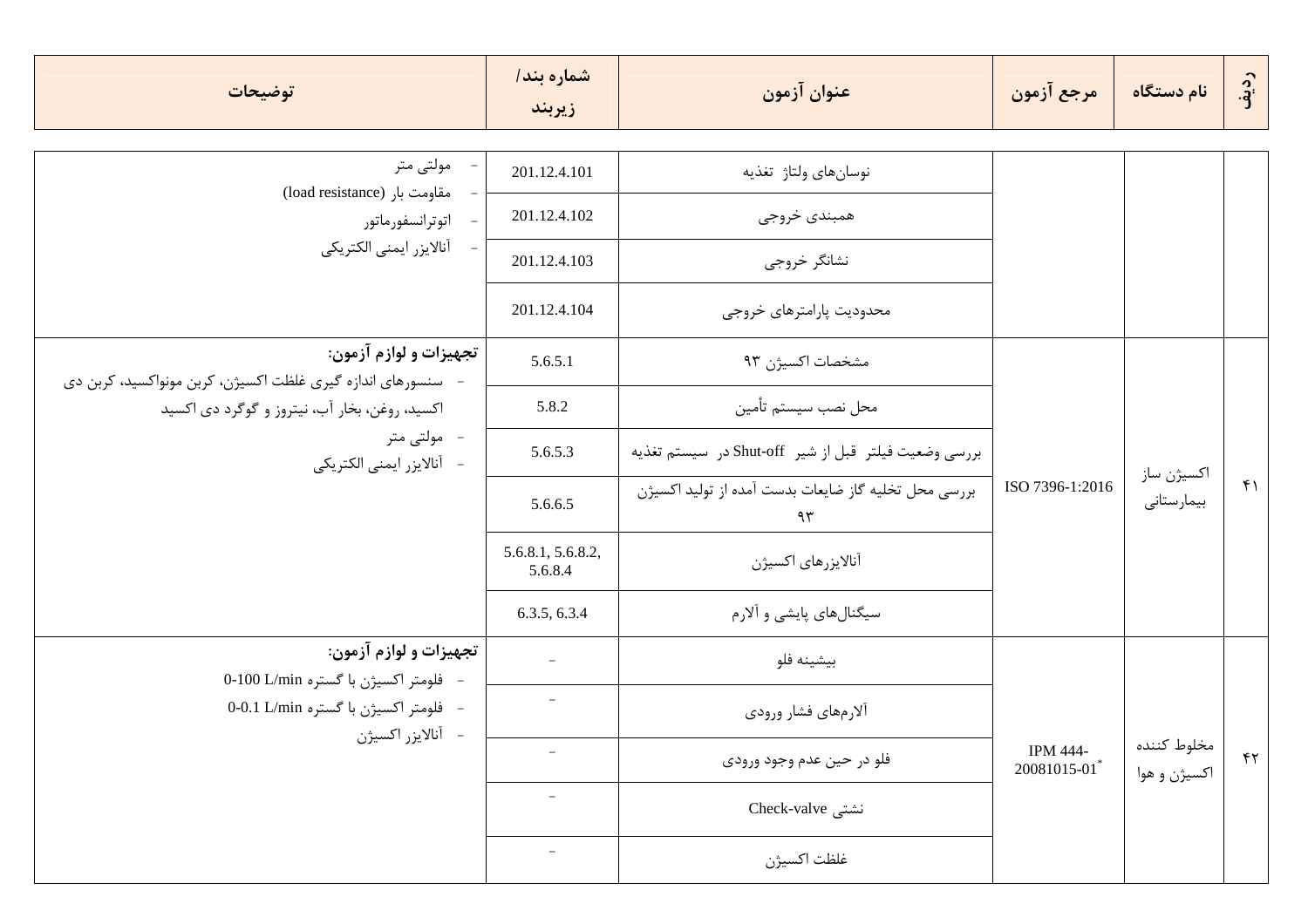| ردیف | نام دستگاه | مرجع آزمون | عنوان آزمون | شماره بند/ زیربند | توضیحات |
|---|---|---|---|---|---|
| | | | نوسان‌های ولتاژ تغذیه | 201.12.4.101 | - مولتی متر<br>- مقاومت بار (load resistance)<br>- اتوترانسفورماتور<br>- آنالایزر ایمنی الکتریکی |
| | | | همبندی خروجی | 201.12.4.102 | |
| | | | نشانگر خروجی | 201.12.4.103 | |
| | | | محدودیت پارامترهای خروجی | 201.12.4.104 | |
| ۴۱ | اکسیژن ساز بیمارستانی | ISO 7396-1:2016 | مشخصات اکسیژن ۹۳ | 5.6.5.1 | **تجهیزات و لوازم آزمون:**<br>- سنسورهای اندازه گیری غلظت اکسیژن، کربن مونواکسید، کربن دی اکسید، روغن، بخار آب، نیتروز و گوگرد دی اکسید<br>- مولتی متر<br>- آنالایزر ایمنی الکتریکی |
| | | | محل نصب سیستم تأمین | 5.8.2 | |
| | | | بررسی وضعیت فیلتر قبل از شیر Shut-off در سیستم تغذیه | 5.6.5.3 | |
| | | | بررسی محل تخلیه گاز ضایعات بدست آمده از تولید اکسیژن ۹۳ | 5.6.6.5 | |
| | | | آنالایزرهای اکسیژن | 5.6.8.1, 5.6.8.2, 5.6.8.4 | |
| | | | سیگنال‌های پایشی و آلارم | 6.3.5, 6.3.4 | |
| ۴۲ | مخلوط کننده اکسیژن و هوا | IPM 444-20081015-01* | بیشینه فلو | - | **تجهیزات و لوازم آزمون:**<br>- فلومتر اکسیژن با گستره 0-100 L/min<br>- فلومتر اکسیژن با گستره 0-0.1 L/min<br>- آنالایزر اکسیژن |
| | | | آلارم‌های فشار ورودی | - | |
| | | | فلو در حین عدم وجود ورودی | - | |
| | | | نشتی Check-valve | - | |
| | | | غلظت اکسیژن | - | |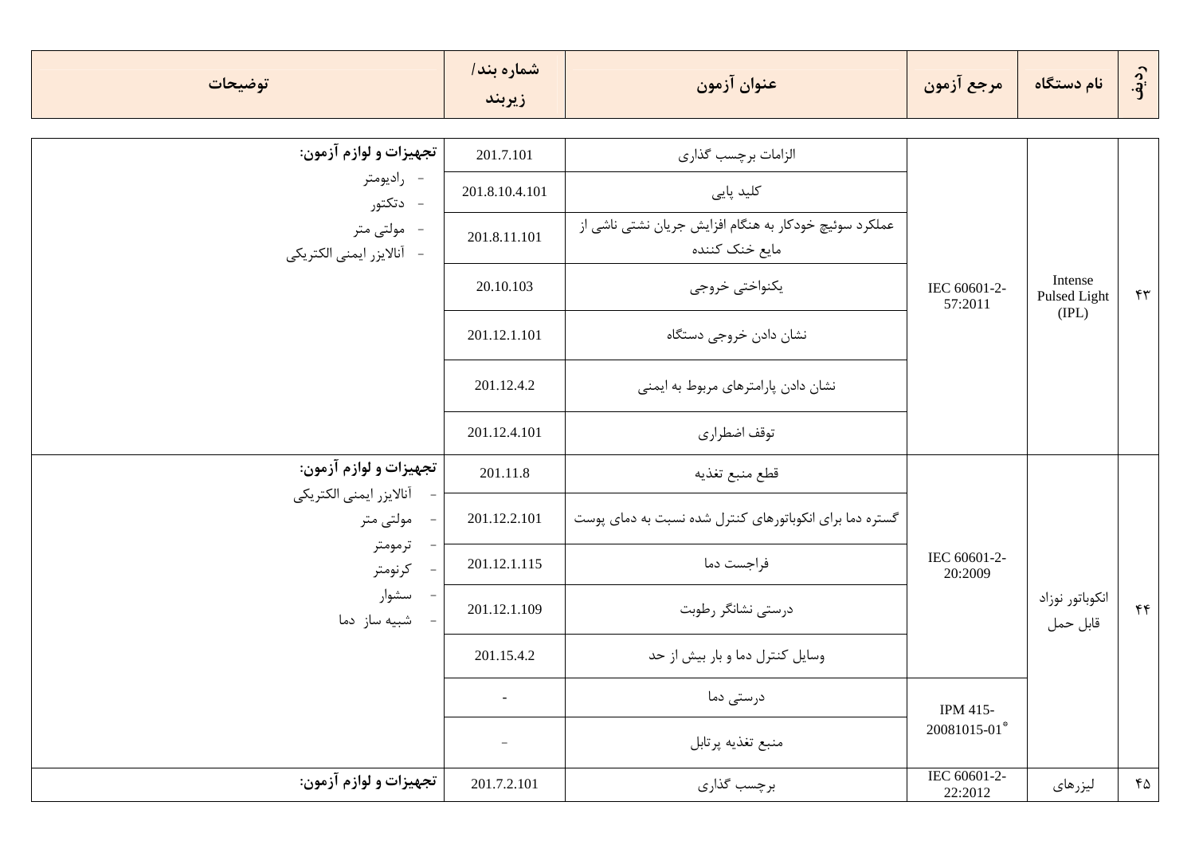| ردیف | نام دستگاه | مرجع آزمون | عنوان آزمون | شماره بند/ زیربند | توضیحات |
|---|---|---|---|---|---|
| ۴۳ | Intense Pulsed Light (IPL) | IEC 60601-2-57:2011 | الزامات برچسب گذاری | 201.7.101 | **تجهیزات و لوازم آزمون:**<br>- رادیومتر<br>- دتکتور<br>- مولتی متر<br>- آنالایزر ایمنی الکتریکی |
| | | | کلید پایی | 201.8.10.4.101 | |
| | | | عملکرد سوئیچ خودکار به هنگام افزایش جریان نشتی ناشی از مایع خنک کننده | 201.8.11.101 | |
| | | | یکنواختی خروجی | 20.10.103 | |
| | | | نشان دادن خروجی دستگاه | 201.12.1.101 | |
| | | | نشان دادن پارامترهای مربوط به ایمنی | 201.12.4.2 | |
| | | | توقف اضطراری | 201.12.4.101 | |
| ۴۴ | انکوباتور نوزاد قابل حمل | IEC 60601-2-20:2009 | قطع منبع تغذیه | 201.11.8 | **تجهیزات و لوازم آزمون:**<br>- آنالایزر ایمنی الکتریکی<br>- مولتی متر<br>- ترمومتر<br>- کرنومتر<br>- سشوار<br>- شبیه ساز دما |
| | | | گستره دما برای انکوباتورهای کنترل شده نسبت به دمای پوست | 201.12.2.101 | |
| | | | فراجست دما | 201.12.1.115 | |
| | | | درستی نشانگر رطوبت | 201.12.1.109 | |
| | | | وسایل کنترل دما و بار بیش از حد | 201.15.4.2 | |
| | | IPM 415-20081015-01* | درستی دما | - | |
| | | | منبع تغذیه پرتابل | - | |
| ۴۵ | لیزرهای | IEC 60601-2-22:2012 | برچسب گذاری | 201.7.2.101 | **تجهیزات و لوازم آزمون:** |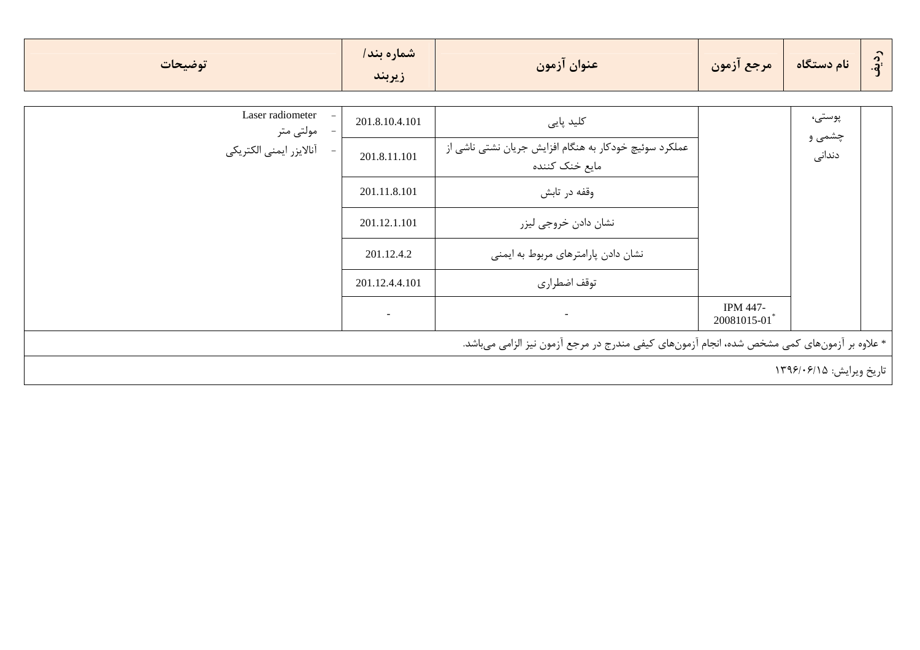| ردیف | نام دستگاه | مرجع آزمون | عنوان آزمون | شماره بند/ زیربند | توضیحات |
|---|---|---|---|---|---|
| | پوستی، چشمی و دندانی | | کلید پایی | 201.8.10.4.101 | - Laser radiometer<br>- مولتی متر<br>- آنالایزر ایمنی الکتریکی |
| | | | عملکرد سوئیچ خودکار به هنگام افزایش جریان نشتی ناشی از مایع خنک کننده | 201.8.11.101 | |
| | | | وقفه در تابش | 201.11.8.101 | |
| | | | نشان دادن خروجی لیزر | 201.12.1.101 | |
| | | | نشان دادن پارامترهای مربوط به ایمنی | 201.12.4.2 | |
| | | | توقف اضطراری | 201.12.4.4.101 | |
| | | IPM 447-20081015-01* | - | - | |

* علاوه بر آزمون‌های کمی مشخص شده، انجام آزمون‌های کیفی مندرج در مرجع آزمون نیز الزامی می‌باشد.

تاریخ ویرایش: ۱۳۹۶/۰۶/۱۵